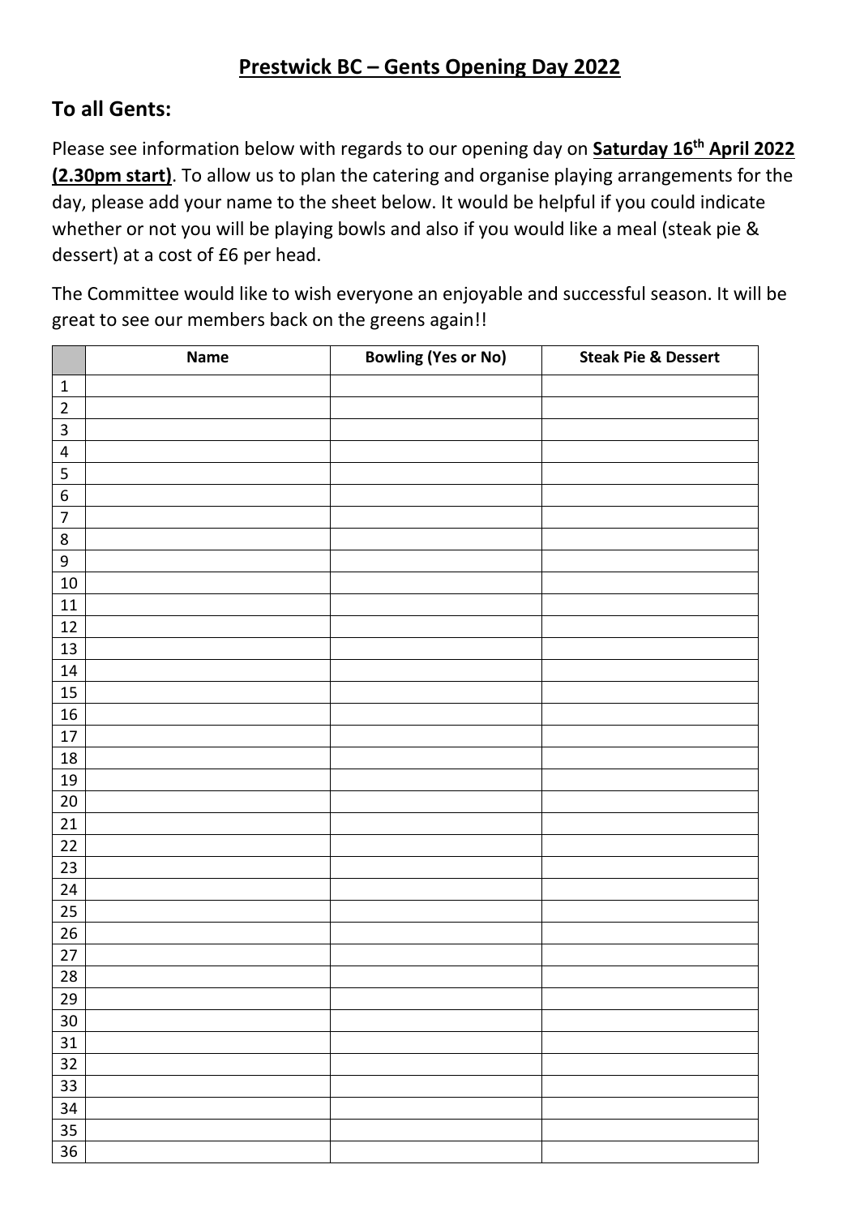## Prestwick BC – Gents Opening Day 2022

### To all Gents:

Please see information below with regards to our opening day on **Saturday 16th April 2022 (2.30pm start)**. To allow us to plan the catering and organise playing arrangements for the day, please add your name to the sheet below. It would be helpful if you could indicate whether or not you will be playing bowls and also if you would like a meal (steak pie & dessert) at a cost of £6 per head.

The Committee would like to wish everyone an enjoyable and successful season. It will be great to see our members back on the greens again!!

| | Name | Bowling (Yes or No) | Steak Pie & Dessert |
|---|---|---|---|
| 1 | | | |
| 2 | | | |
| 3 | | | |
| 4 | | | |
| 5 | | | |
| 6 | | | |
| 7 | | | |
| 8 | | | |
| 9 | | | |
| 10 | | | |
| 11 | | | |
| 12 | | | |
| 13 | | | |
| 14 | | | |
| 15 | | | |
| 16 | | | |
| 17 | | | |
| 18 | | | |
| 19 | | | |
| 20 | | | |
| 21 | | | |
| 22 | | | |
| 23 | | | |
| 24 | | | |
| 25 | | | |
| 26 | | | |
| 27 | | | |
| 28 | | | |
| 29 | | | |
| 30 | | | |
| 31 | | | |
| 32 | | | |
| 33 | | | |
| 34 | | | |
| 35 | | | |
| 36 | | | |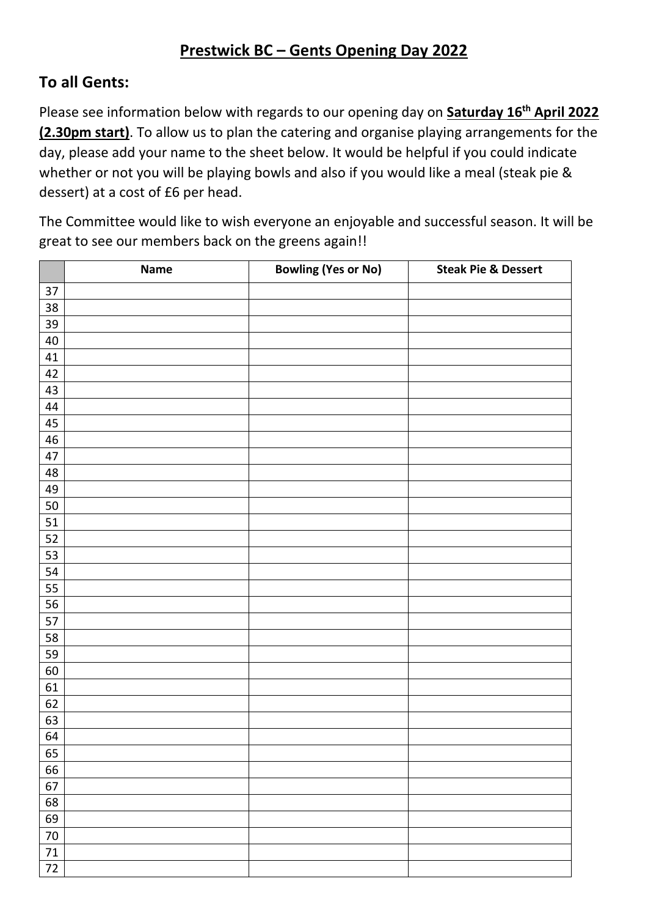## **Prestwick BC – Gents Opening Day 2022**

### To all Gents:

Please see information below with regards to our opening day on **Saturday 16th April 2022 (2.30pm start)**. To allow us to plan the catering and organise playing arrangements for the day, please add your name to the sheet below. It would be helpful if you could indicate whether or not you will be playing bowls and also if you would like a meal (steak pie & dessert) at a cost of £6 per head.

The Committee would like to wish everyone an enjoyable and successful season. It will be great to see our members back on the greens again!!

| | Name | Bowling (Yes or No) | Steak Pie & Dessert |
|---|---|---|---|
| 37 | | | |
| 38 | | | |
| 39 | | | |
| 40 | | | |
| 41 | | | |
| 42 | | | |
| 43 | | | |
| 44 | | | |
| 45 | | | |
| 46 | | | |
| 47 | | | |
| 48 | | | |
| 49 | | | |
| 50 | | | |
| 51 | | | |
| 52 | | | |
| 53 | | | |
| 54 | | | |
| 55 | | | |
| 56 | | | |
| 57 | | | |
| 58 | | | |
| 59 | | | |
| 60 | | | |
| 61 | | | |
| 62 | | | |
| 63 | | | |
| 64 | | | |
| 65 | | | |
| 66 | | | |
| 67 | | | |
| 68 | | | |
| 69 | | | |
| 70 | | | |
| 71 | | | |
| 72 | | | |